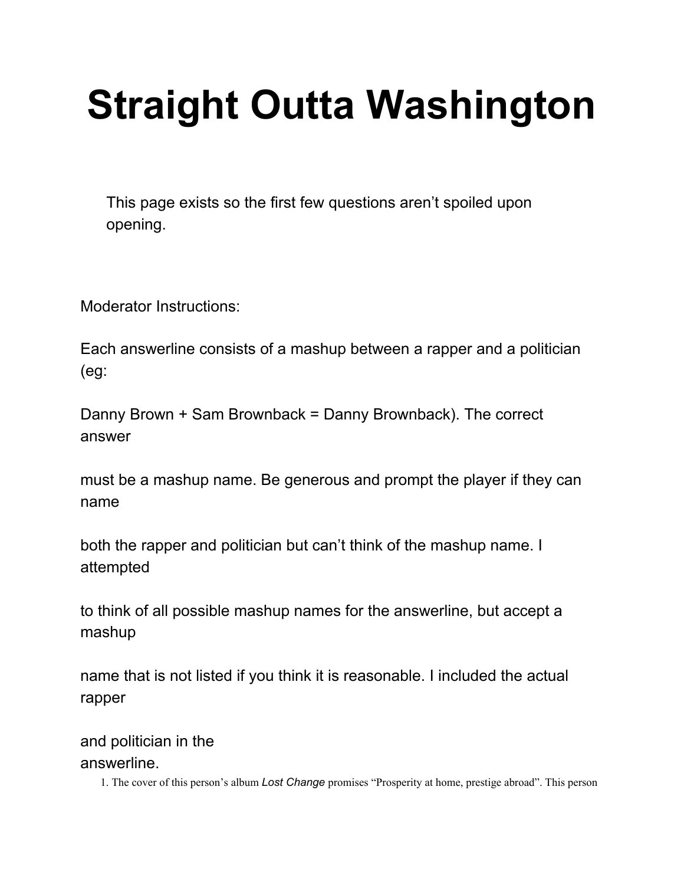# Straight Outta Washington

This page exists so the first few questions aren't spoiled upon opening.

Moderator Instructions:

Each answerline consists of a mashup between a rapper and a politician (eg: Danny Brown + Sam Brownback = Danny Brownback). The correct answer must be a mashup name. Be generous and prompt the player if they can name both the rapper and politician but can't think of the mashup name. I attempted to think of all possible mashup names for the answerline, but accept a mashup name that is not listed if you think it is reasonable. I included the actual rapper and politician in the answerline.

1. The cover of this person's album *Lost Change* promises "Prosperity at home, prestige abroad". This person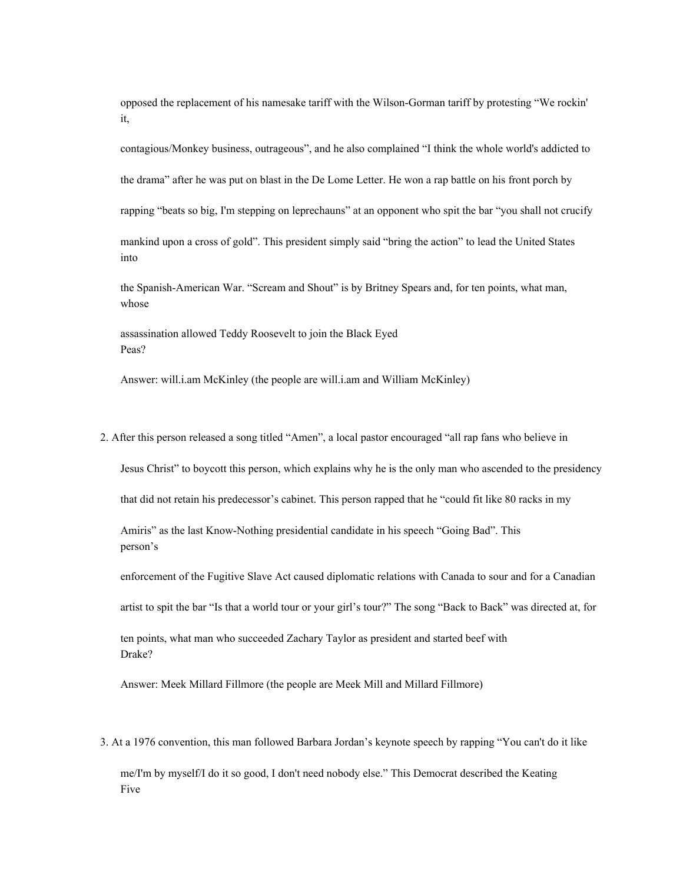opposed the replacement of his namesake tariff with the Wilson-Gorman tariff by protesting "We rockin' it, contagious/Monkey business, outrageous", and he also complained "I think the whole world's addicted to the drama" after he was put on blast in the De Lome Letter. He won a rap battle on his front porch by rapping "beats so big, I'm stepping on leprechauns" at an opponent who spit the bar "you shall not crucify mankind upon a cross of gold". This president simply said "bring the action" to lead the United States into the Spanish-American War. "Scream and Shout" is by Britney Spears and, for ten points, what man, whose assassination allowed Teddy Roosevelt to join the Black Eyed Peas?

Answer: will.i.am McKinley (the people are will.i.am and William McKinley)

2. After this person released a song titled "Amen", a local pastor encouraged "all rap fans who believe in Jesus Christ" to boycott this person, which explains why he is the only man who ascended to the presidency that did not retain his predecessor's cabinet. This person rapped that he "could fit like 80 racks in my Amiris" as the last Know-Nothing presidential candidate in his speech "Going Bad". This person's enforcement of the Fugitive Slave Act caused diplomatic relations with Canada to sour and for a Canadian artist to spit the bar "Is that a world tour or your girl's tour?" The song "Back to Back" was directed at, for ten points, what man who succeeded Zachary Taylor as president and started beef with Drake?

Answer: Meek Millard Fillmore (the people are Meek Mill and Millard Fillmore)

3. At a 1976 convention, this man followed Barbara Jordan's keynote speech by rapping "You can't do it like me/I'm by myself/I do it so good, I don't need nobody else." This Democrat described the Keating Five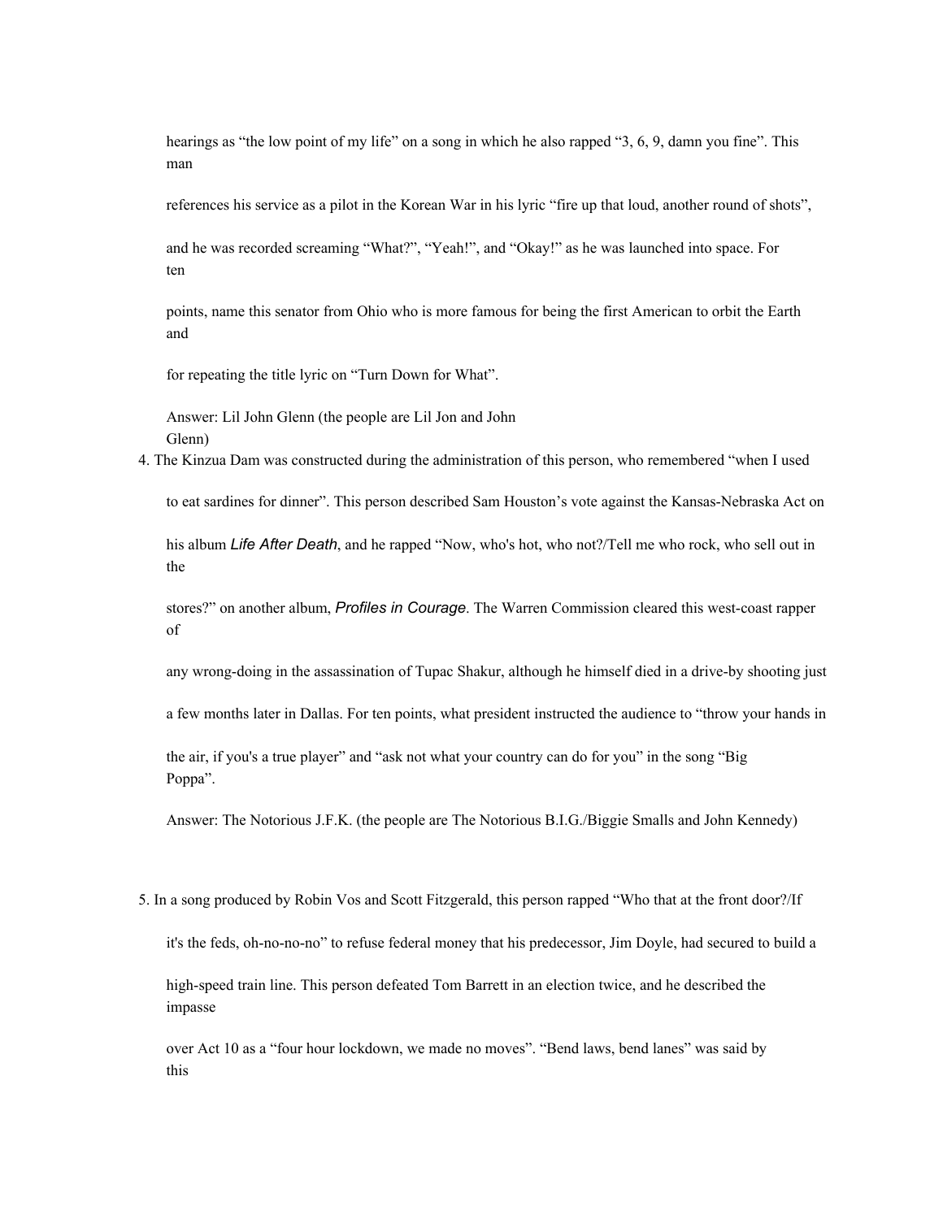hearings as "the low point of my life" on a song in which he also rapped "3, 6, 9, damn you fine". This man references his service as a pilot in the Korean War in his lyric "fire up that loud, another round of shots", and he was recorded screaming "What?", "Yeah!", and "Okay!" as he was launched into space. For ten points, name this senator from Ohio who is more famous for being the first American to orbit the Earth and for repeating the title lyric on "Turn Down for What".

Answer: Lil John Glenn (the people are Lil Jon and John Glenn)

4. The Kinzua Dam was constructed during the administration of this person, who remembered "when I used to eat sardines for dinner". This person described Sam Houston's vote against the Kansas-Nebraska Act on his album *Life After Death*, and he rapped "Now, who's hot, who not?/Tell me who rock, who sell out in the stores?" on another album, *Profiles in Courage*. The Warren Commission cleared this west-coast rapper of any wrong-doing in the assassination of Tupac Shakur, although he himself died in a drive-by shooting just a few months later in Dallas. For ten points, what president instructed the audience to "throw your hands in the air, if you's a true player" and "ask not what your country can do for you" in the song "Big Poppa".

   Answer: The Notorious J.F.K. (the people are The Notorious B.I.G./Biggie Smalls and John Kennedy)

5. In a song produced by Robin Vos and Scott Fitzgerald, this person rapped "Who that at the front door?/If it's the feds, oh-no-no-no" to refuse federal money that his predecessor, Jim Doyle, had secured to build a high-speed train line. This person defeated Tom Barrett in an election twice, and he described the impasse over Act 10 as a "four hour lockdown, we made no moves". "Bend laws, bend lanes" was said by this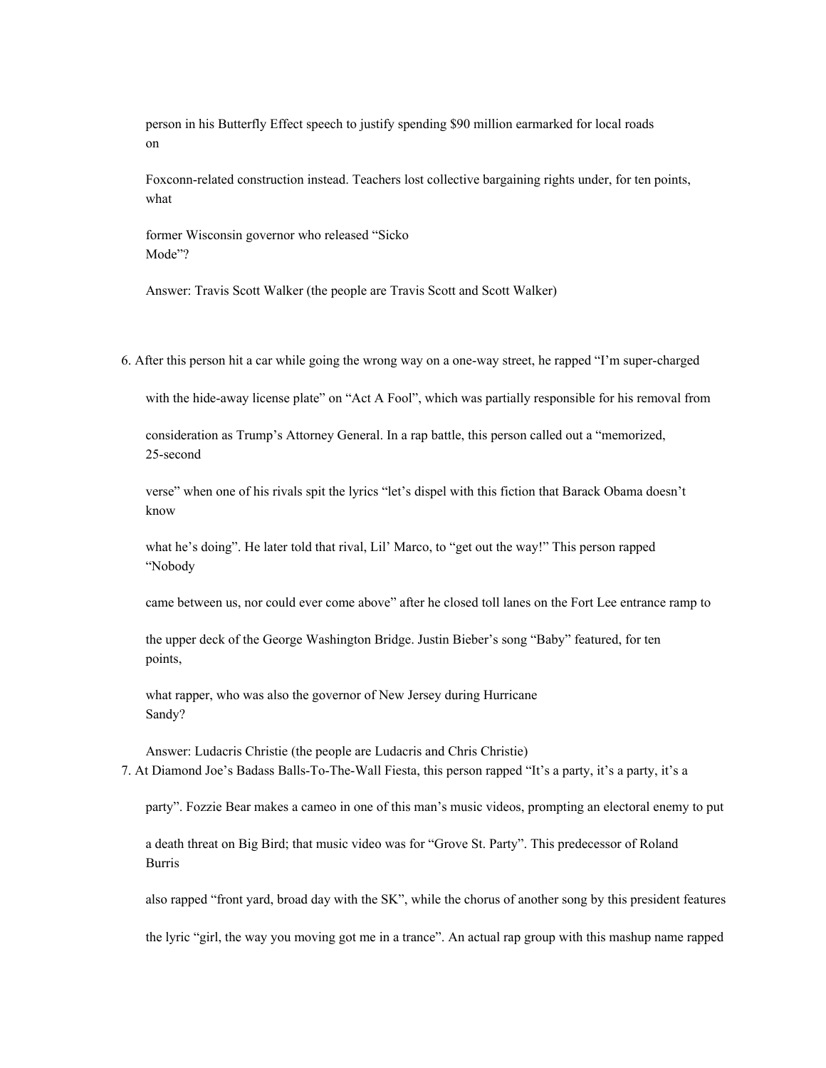person in his Butterfly Effect speech to justify spending $90 million earmarked for local roads on Foxconn-related construction instead. Teachers lost collective bargaining rights under, for ten points, what former Wisconsin governor who released "Sicko Mode"?

Answer: Travis Scott Walker (the people are Travis Scott and Scott Walker)

6. After this person hit a car while going the wrong way on a one-way street, he rapped "I'm super-charged with the hide-away license plate" on "Act A Fool", which was partially responsible for his removal from consideration as Trump's Attorney General. In a rap battle, this person called out a "memorized, 25-second verse" when one of his rivals spit the lyrics "let's dispel with this fiction that Barack Obama doesn't know what he's doing". He later told that rival, Lil' Marco, to "get out the way!" This person rapped "Nobody came between us, nor could ever come above" after he closed toll lanes on the Fort Lee entrance ramp to the upper deck of the George Washington Bridge. Justin Bieber's song "Baby" featured, for ten points, what rapper, who was also the governor of New Jersey during Hurricane Sandy?

   Answer: Ludacris Christie (the people are Ludacris and Chris Christie)

7. At Diamond Joe's Badass Balls-To-The-Wall Fiesta, this person rapped "It's a party, it's a party, it's a party". Fozzie Bear makes a cameo in one of this man's music videos, prompting an electoral enemy to put a death threat on Big Bird; that music video was for "Grove St. Party". This predecessor of Roland Burris also rapped "front yard, broad day with the SK", while the chorus of another song by this president features the lyric "girl, the way you moving got me in a trance". An actual rap group with this mashup name rapped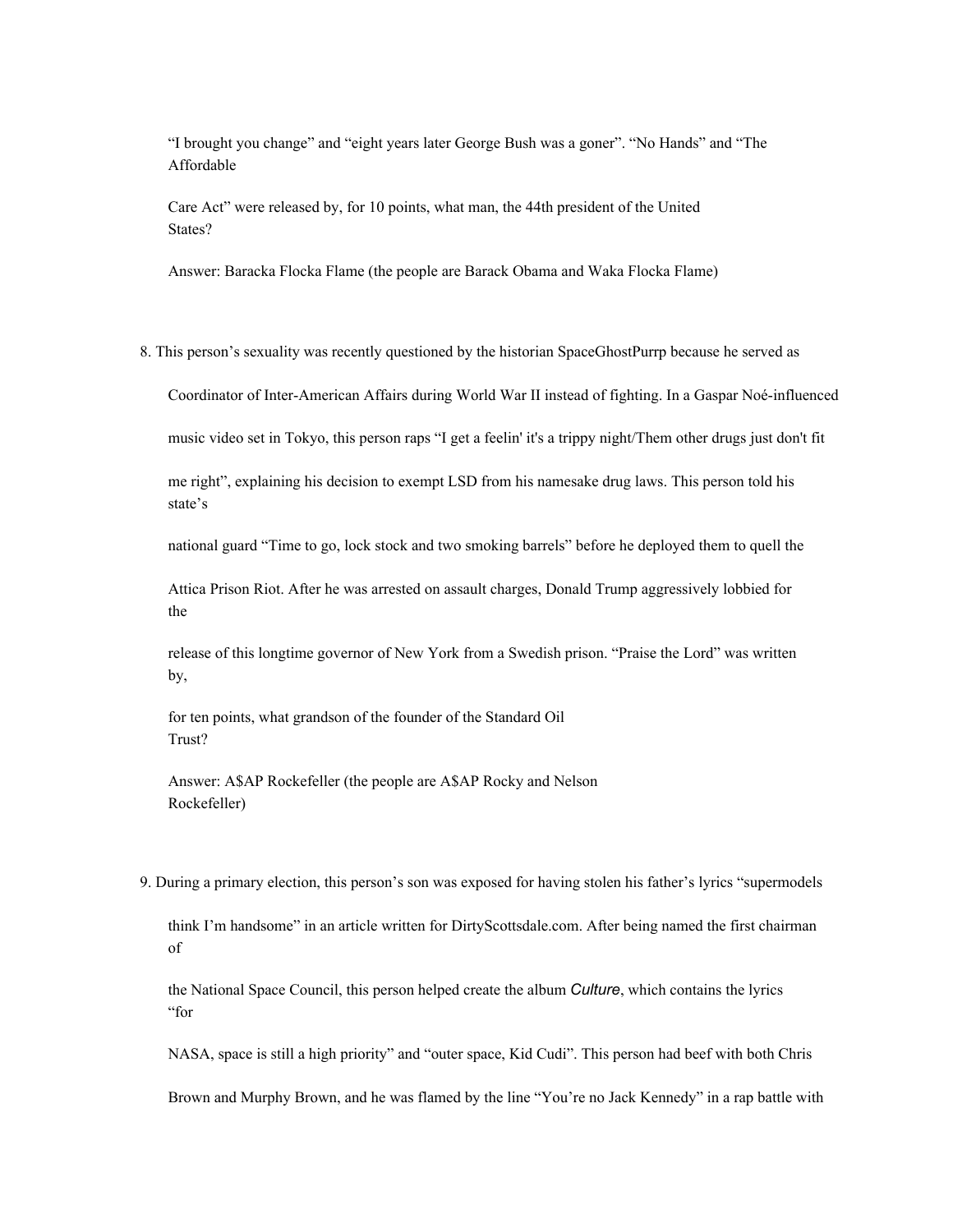"I brought you change" and "eight years later George Bush was a goner". "No Hands" and "The Affordable Care Act" were released by, for 10 points, what man, the 44th president of the United States?

Answer: Baracka Flocka Flame (the people are Barack Obama and Waka Flocka Flame)

8. This person's sexuality was recently questioned by the historian SpaceGhostPurrp because he served as Coordinator of Inter-American Affairs during World War II instead of fighting. In a Gaspar Noé-influenced music video set in Tokyo, this person raps "I get a feelin' it's a trippy night/Them other drugs just don't fit me right", explaining his decision to exempt LSD from his namesake drug laws. This person told his state's national guard "Time to go, lock stock and two smoking barrels" before he deployed them to quell the Attica Prison Riot. After he was arrested on assault charges, Donald Trump aggressively lobbied for the release of this longtime governor of New York from a Swedish prison. "Praise the Lord" was written by, for ten points, what grandson of the founder of the Standard Oil Trust?

Answer: A$AP Rockefeller (the people are A$AP Rocky and Nelson Rockefeller)

9. During a primary election, this person's son was exposed for having stolen his father's lyrics "supermodels think I'm handsome" in an article written for DirtyScottsdale.com. After being named the first chairman of the National Space Council, this person helped create the album *Culture*, which contains the lyrics "for NASA, space is still a high priority" and "outer space, Kid Cudi". This person had beef with both Chris Brown and Murphy Brown, and he was flamed by the line "You're no Jack Kennedy" in a rap battle with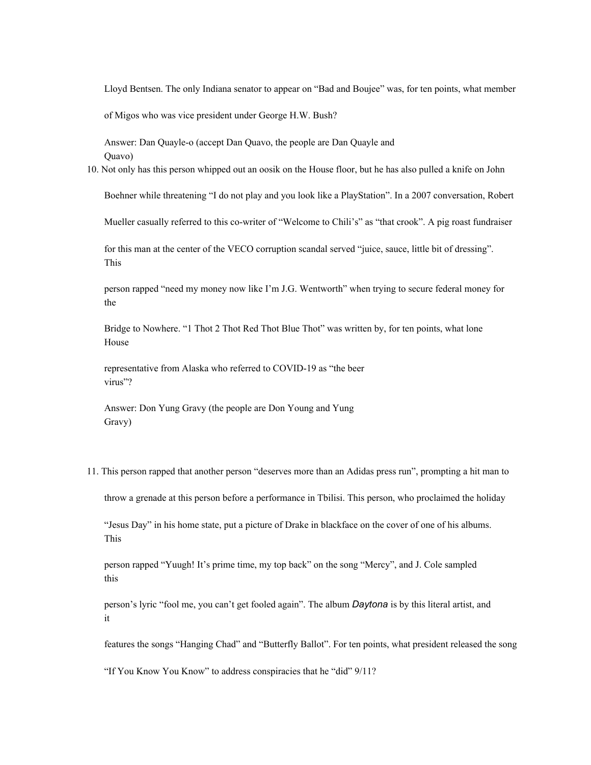Lloyd Bentsen. The only Indiana senator to appear on "Bad and Boujee" was, for ten points, what member of Migos who was vice president under George H.W. Bush?

Answer: Dan Quayle-o (accept Dan Quavo, the people are Dan Quayle and Quavo)

10. Not only has this person whipped out an oosik on the House floor, but he has also pulled a knife on John Boehner while threatening "I do not play and you look like a PlayStation". In a 2007 conversation, Robert Mueller casually referred to this co-writer of "Welcome to Chili's" as "that crook". A pig roast fundraiser for this man at the center of the VECO corruption scandal served "juice, sauce, little bit of dressing". This person rapped "need my money now like I'm J.G. Wentworth" when trying to secure federal money for the Bridge to Nowhere. "1 Thot 2 Thot Red Thot Blue Thot" was written by, for ten points, what lone House representative from Alaska who referred to COVID-19 as "the beer virus"?

   Answer: Don Yung Gravy (the people are Don Young and Yung Gravy)

11. This person rapped that another person "deserves more than an Adidas press run", prompting a hit man to throw a grenade at this person before a performance in Tbilisi. This person, who proclaimed the holiday "Jesus Day" in his home state, put a picture of Drake in blackface on the cover of one of his albums. This person rapped "Yuugh! It's prime time, my top back" on the song "Mercy", and J. Cole sampled this person's lyric "fool me, you can't get fooled again". The album *Daytona* is by this literal artist, and it features the songs "Hanging Chad" and "Butterfly Ballot". For ten points, what president released the song "If You Know You Know" to address conspiracies that he "did" 9/11?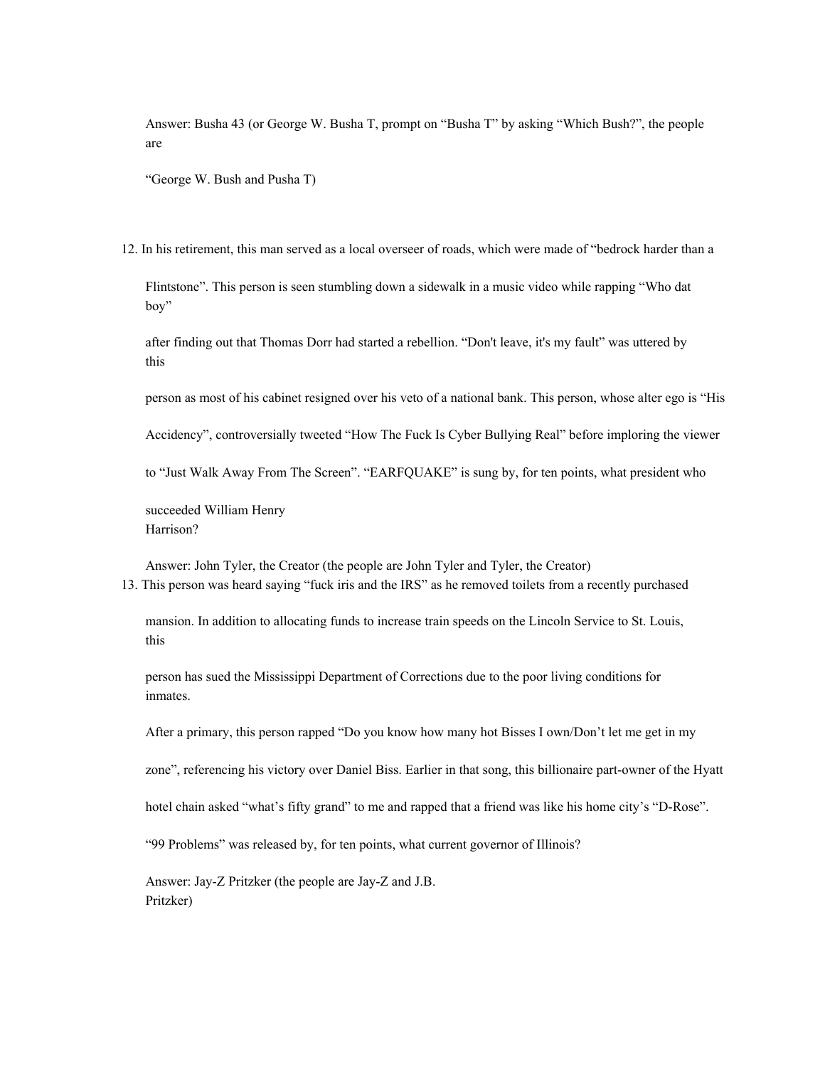Answer: Busha 43 (or George W. Busha T, prompt on "Busha T" by asking "Which Bush?", the people are "George W. Bush and Pusha T)

12. In his retirement, this man served as a local overseer of roads, which were made of "bedrock harder than a Flintstone". This person is seen stumbling down a sidewalk in a music video while rapping "Who dat boy" after finding out that Thomas Dorr had started a rebellion. "Don't leave, it's my fault" was uttered by this person as most of his cabinet resigned over his veto of a national bank. This person, whose alter ego is "His Accidency", controversially tweeted "How The Fuck Is Cyber Bullying Real" before imploring the viewer to "Just Walk Away From The Screen". "EARFQUAKE" is sung by, for ten points, what president who succeeded William Henry Harrison?

   Answer: John Tyler, the Creator (the people are John Tyler and Tyler, the Creator)

13. This person was heard saying "fuck iris and the IRS" as he removed toilets from a recently purchased mansion. In addition to allocating funds to increase train speeds on the Lincoln Service to St. Louis, this person has sued the Mississippi Department of Corrections due to the poor living conditions for inmates. After a primary, this person rapped "Do you know how many hot Bisses I own/Don't let me get in my zone", referencing his victory over Daniel Biss. Earlier in that song, this billionaire part-owner of the Hyatt hotel chain asked "what's fifty grand" to me and rapped that a friend was like his home city's "D-Rose". "99 Problems" was released by, for ten points, what current governor of Illinois?

   Answer: Jay-Z Pritzker (the people are Jay-Z and J.B. Pritzker)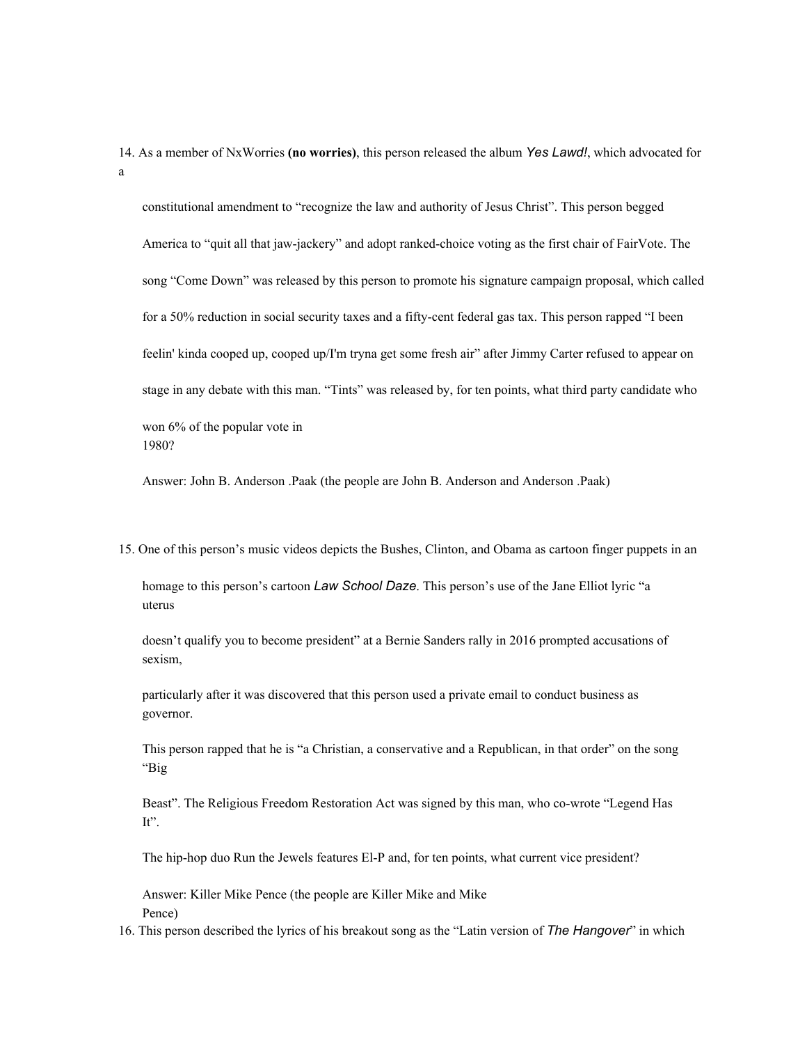14. As a member of NxWorries **(no worries)**, this person released the album *Yes Lawd!*, which advocated for a constitutional amendment to "recognize the law and authority of Jesus Christ". This person begged America to "quit all that jaw-jackery" and adopt ranked-choice voting as the first chair of FairVote. The song "Come Down" was released by this person to promote his signature campaign proposal, which called for a 50% reduction in social security taxes and a fifty-cent federal gas tax. This person rapped "I been feelin' kinda cooped up, cooped up/I'm tryna get some fresh air" after Jimmy Carter refused to appear on stage in any debate with this man. "Tints" was released by, for ten points, what third party candidate who won 6% of the popular vote in 1980?

Answer: John B. Anderson .Paak (the people are John B. Anderson and Anderson .Paak)

15. One of this person's music videos depicts the Bushes, Clinton, and Obama as cartoon finger puppets in an homage to this person's cartoon *Law School Daze*. This person's use of the Jane Elliot lyric "a uterus doesn't qualify you to become president" at a Bernie Sanders rally in 2016 prompted accusations of sexism, particularly after it was discovered that this person used a private email to conduct business as governor. This person rapped that he is "a Christian, a conservative and a Republican, in that order" on the song "Big Beast". The Religious Freedom Restoration Act was signed by this man, who co-wrote "Legend Has It". The hip-hop duo Run the Jewels features El-P and, for ten points, what current vice president?

Answer: Killer Mike Pence (the people are Killer Mike and Mike Pence)

16. This person described the lyrics of his breakout song as the "Latin version of *The Hangover*" in which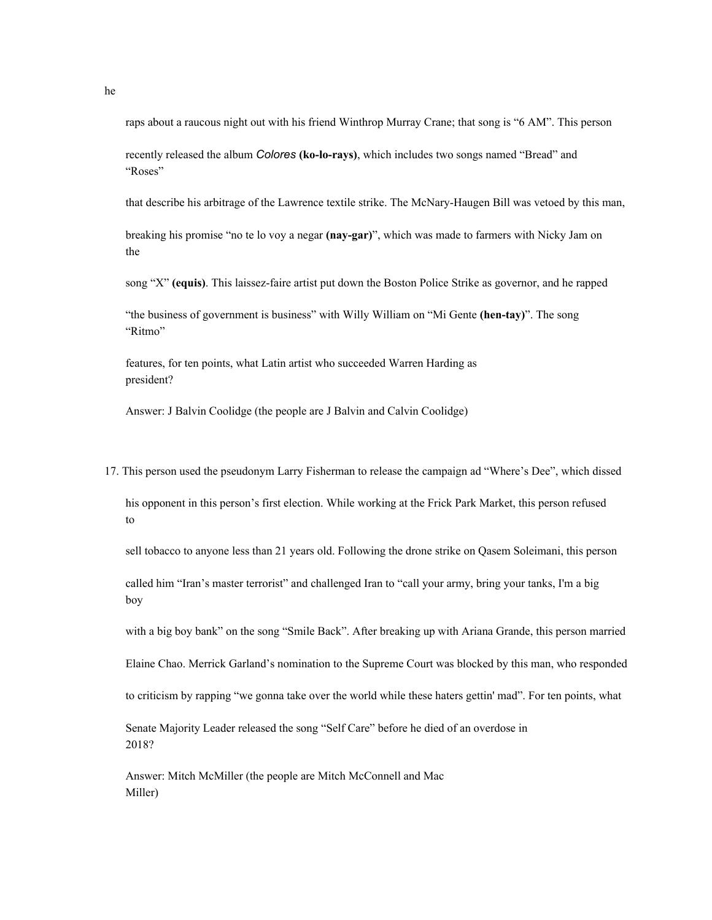he

raps about a raucous night out with his friend Winthrop Murray Crane; that song is "6 AM". This person recently released the album *Colores* **(ko-lo-rays)**, which includes two songs named "Bread" and "Roses" that describe his arbitrage of the Lawrence textile strike. The McNary-Haugen Bill was vetoed by this man, breaking his promise "no te lo voy a negar **(nay-gar)**", which was made to farmers with Nicky Jam on the song "X" **(equis)**. This laissez-faire artist put down the Boston Police Strike as governor, and he rapped "the business of government is business" with Willy William on "Mi Gente **(hen-tay)**". The song "Ritmo" features, for ten points, what Latin artist who succeeded Warren Harding as president?

Answer: J Balvin Coolidge (the people are J Balvin and Calvin Coolidge)

17. This person used the pseudonym Larry Fisherman to release the campaign ad "Where's Dee", which dissed his opponent in this person's first election. While working at the Frick Park Market, this person refused to sell tobacco to anyone less than 21 years old. Following the drone strike on Qasem Soleimani, this person called him "Iran's master terrorist" and challenged Iran to "call your army, bring your tanks, I'm a big boy with a big boy bank" on the song "Smile Back". After breaking up with Ariana Grande, this person married Elaine Chao. Merrick Garland's nomination to the Supreme Court was blocked by this man, who responded to criticism by rapping "we gonna take over the world while these haters gettin' mad". For ten points, what Senate Majority Leader released the song "Self Care" before he died of an overdose in 2018?

Answer: Mitch McMiller (the people are Mitch McConnell and Mac Miller)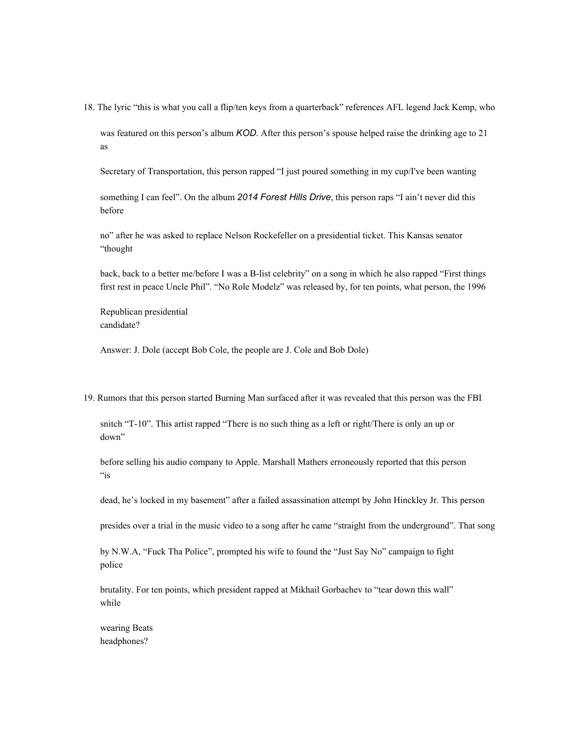18. The lyric "this is what you call a flip/ten keys from a quarterback" references AFL legend Jack Kemp, who was featured on this person's album *KOD*. After this person's spouse helped raise the drinking age to 21 as Secretary of Transportation, this person rapped "I just poured something in my cup/I've been wanting something I can feel". On the album *2014 Forest Hills Drive*, this person raps "I ain't never did this before no" after he was asked to replace Nelson Rockefeller on a presidential ticket. This Kansas senator "thought back, back to a better me/before I was a B-list celebrity" on a song in which he also rapped "First things first rest in peace Uncle Phil". "No Role Modelz" was released by, for ten points, what person, the 1996 Republican presidential candidate?

Answer: J. Dole (accept Bob Cole, the people are J. Cole and Bob Dole)

19. Rumors that this person started Burning Man surfaced after it was revealed that this person was the FBI snitch "T-10". This artist rapped "There is no such thing as a left or right/There is only an up or down" before selling his audio company to Apple. Marshall Mathers erroneously reported that this person "is dead, he's locked in my basement" after a failed assassination attempt by John Hinckley Jr. This person presides over a trial in the music video to a song after he came "straight from the underground". That song by N.W.A, "Fuck Tha Police", prompted his wife to found the "Just Say No" campaign to fight police brutality. For ten points, which president rapped at Mikhail Gorbachev to "tear down this wall" while wearing Beats headphones?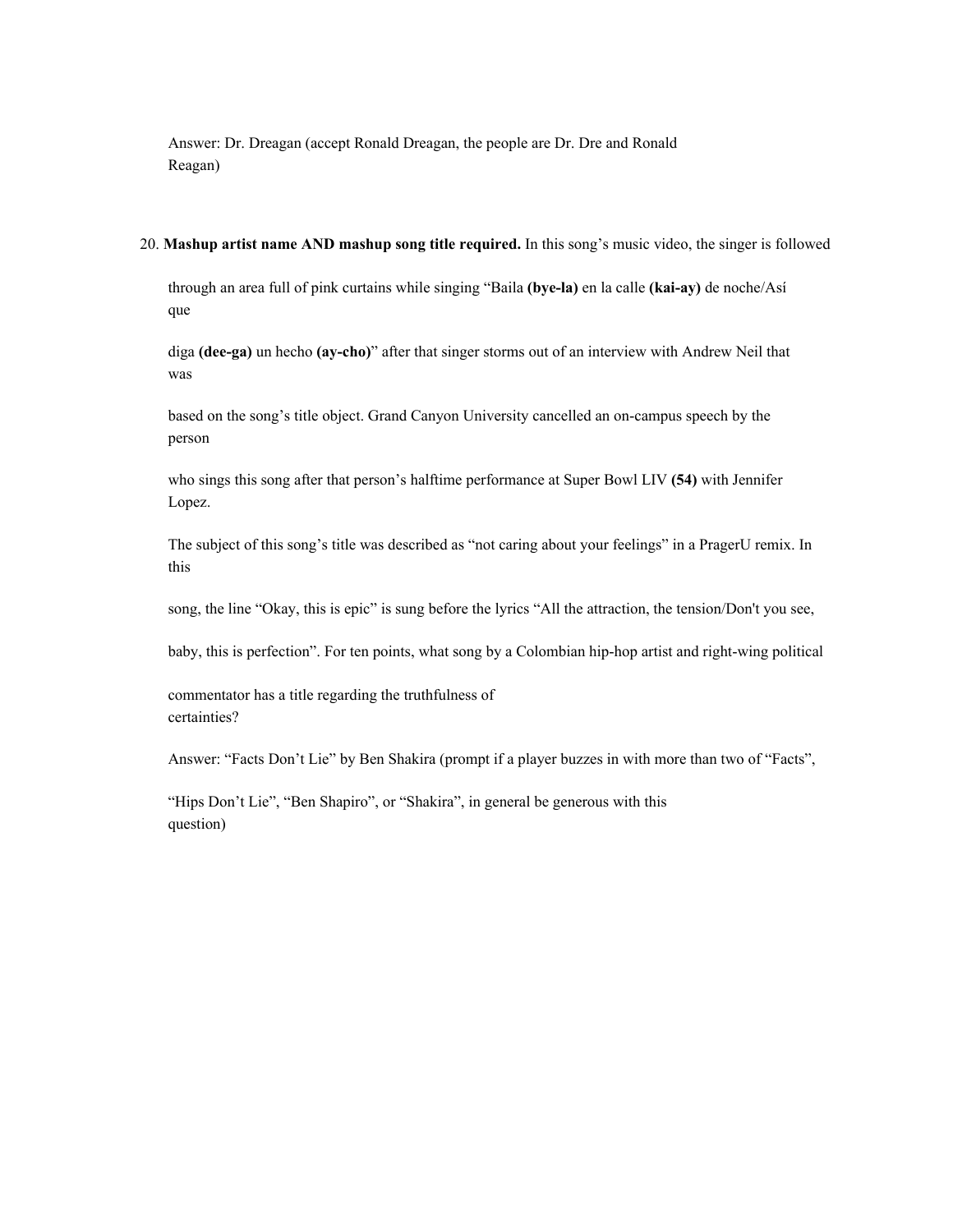Answer: Dr. Dreagan (accept Ronald Dreagan, the people are Dr. Dre and Ronald Reagan)

20. **Mashup artist name AND mashup song title required.** In this song's music video, the singer is followed through an area full of pink curtains while singing "Baila **(bye-la)** en la calle **(kai-ay)** de noche/Así que diga **(dee-ga)** un hecho **(ay-cho)**" after that singer storms out of an interview with Andrew Neil that was based on the song's title object. Grand Canyon University cancelled an on-campus speech by the person who sings this song after that person's halftime performance at Super Bowl LIV **(54)** with Jennifer Lopez.

The subject of this song's title was described as "not caring about your feelings" in a PragerU remix. In this song, the line "Okay, this is epic" is sung before the lyrics "All the attraction, the tension/Don't you see, baby, this is perfection". For ten points, what song by a Colombian hip-hop artist and right-wing political commentator has a title regarding the truthfulness of certainties?

Answer: "Facts Don't Lie" by Ben Shakira (prompt if a player buzzes in with more than two of "Facts", "Hips Don't Lie", "Ben Shapiro", or "Shakira", in general be generous with this question)